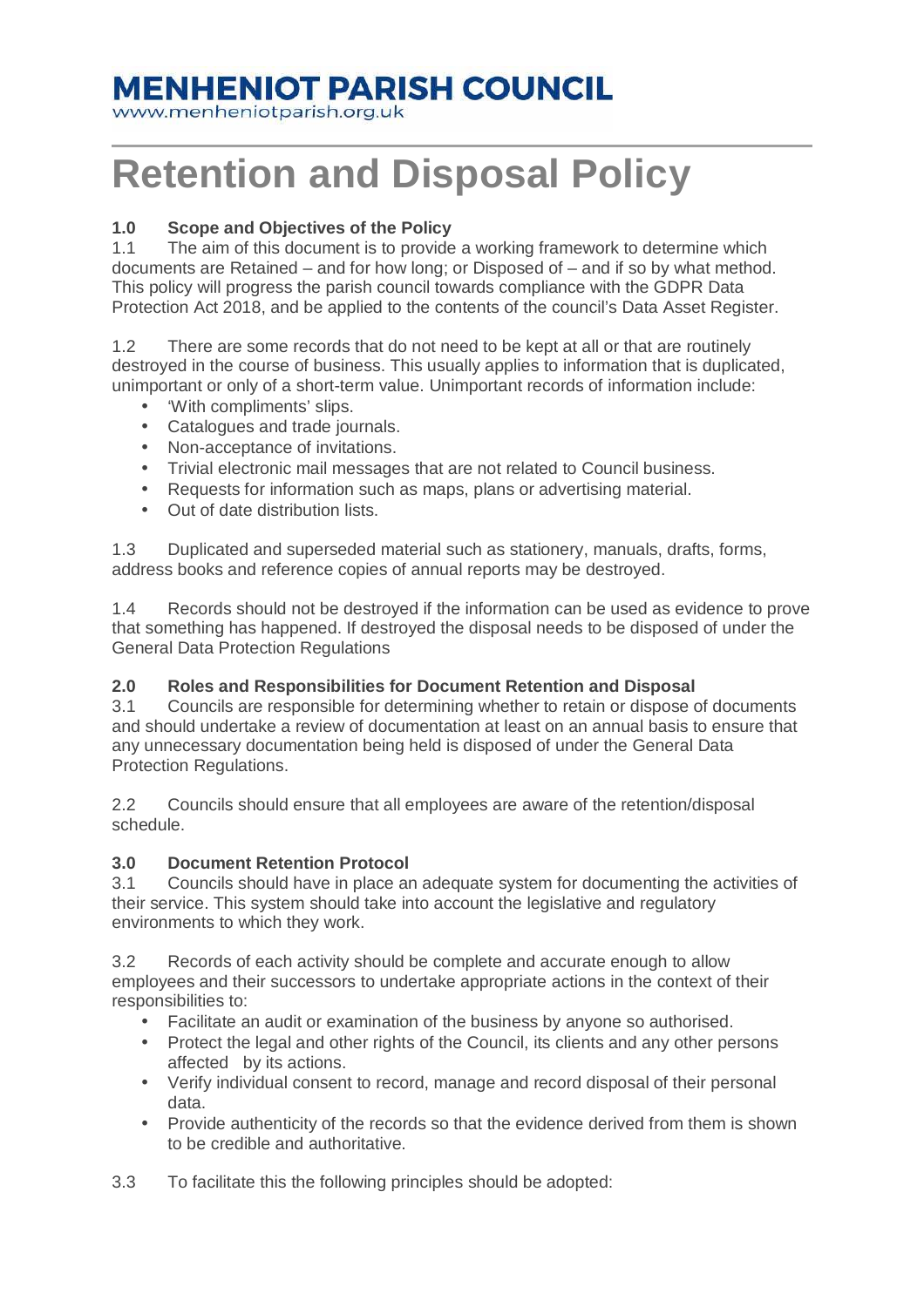# MENHENIOT PARISH COUNCIL

www.menheniotparish.org.uk

# Retention and Disposal Policy

### 1.0 Scope and Objectives of the Policy

1.1 The aim of this document is to provide a working framework to determine which documents are Retained – and for how long; or Disposed of – and if so by what method. This policy will progress the parish council towards compliance with the GDPR Data Protection Act 2018, and be applied to the contents of the council's Data Asset Register.

1.2 There are some records that do not need to be kept at all or that are routinely destroyed in the course of business. This usually applies to information that is duplicated, unimportant or only of a short-term value. Unimportant records of information include:

- 'With compliments' slips.
- Catalogues and trade journals.
- Non-acceptance of invitations.
- Trivial electronic mail messages that are not related to Council business.
- Requests for information such as maps, plans or advertising material.
- Out of date distribution lists.

1.3 Duplicated and superseded material such as stationery, manuals, drafts, forms, address books and reference copies of annual reports may be destroyed.

1.4 Records should not be destroyed if the information can be used as evidence to prove that something has happened. If destroyed the disposal needs to be disposed of under the General Data Protection Regulations

### 2.0 Roles and Responsibilities for Document Retention and Disposal

3.1 Councils are responsible for determining whether to retain or dispose of documents and should undertake a review of documentation at least on an annual basis to ensure that any unnecessary documentation being held is disposed of under the General Data Protection Regulations.

2.2 Councils should ensure that all employees are aware of the retention/disposal schedule.

### 3.0 Document Retention Protocol

3.1 Councils should have in place an adequate system for documenting the activities of their service. This system should take into account the legislative and regulatory environments to which they work.

3.2 Records of each activity should be complete and accurate enough to allow employees and their successors to undertake appropriate actions in the context of their responsibilities to:

- Facilitate an audit or examination of the business by anyone so authorised.
- Protect the legal and other rights of the Council, its clients and any other persons affected by its actions.
- Verify individual consent to record, manage and record disposal of their personal data.
- Provide authenticity of the records so that the evidence derived from them is shown to be credible and authoritative.

3.3 To facilitate this the following principles should be adopted: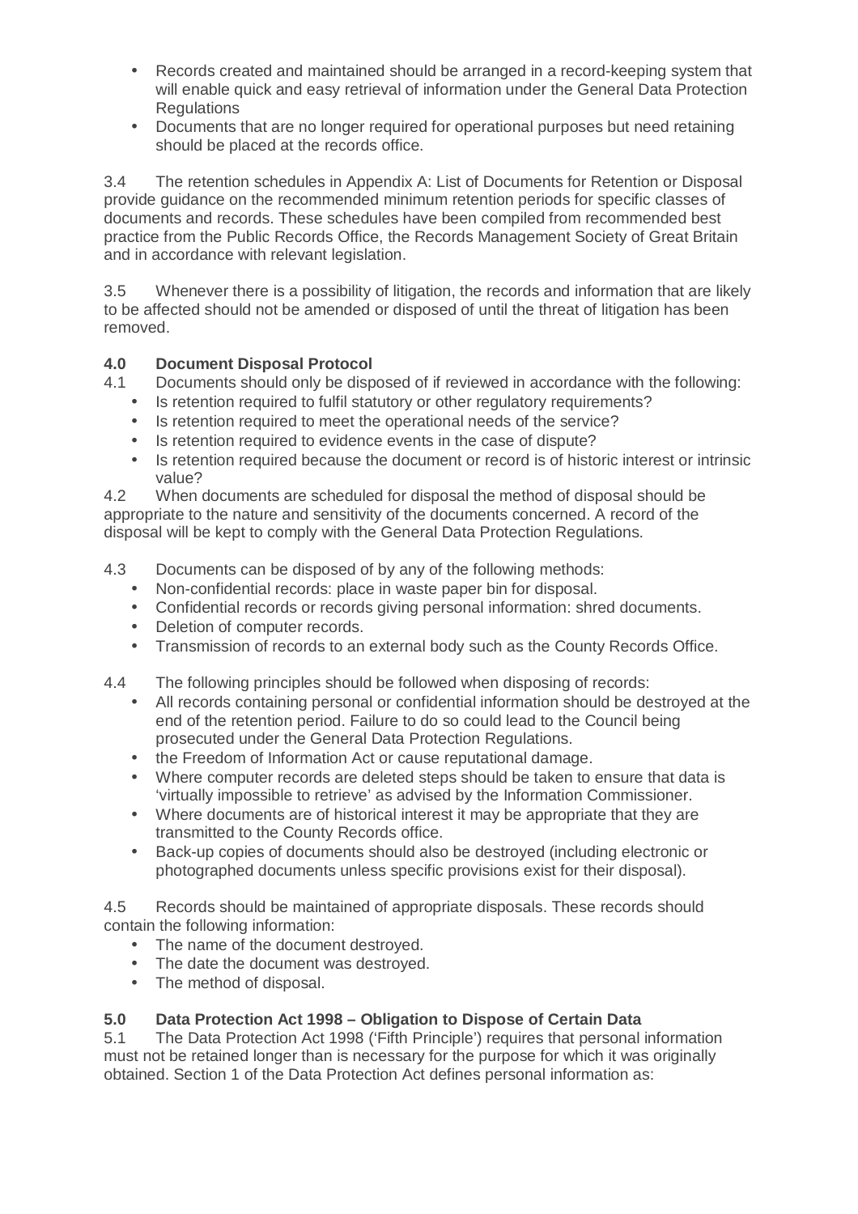- Records created and maintained should be arranged in a record-keeping system that will enable quick and easy retrieval of information under the General Data Protection Regulations
- Documents that are no longer required for operational purposes but need retaining should be placed at the records office.

3.4 The retention schedules in Appendix A: List of Documents for Retention or Disposal provide guidance on the recommended minimum retention periods for specific classes of documents and records. These schedules have been compiled from recommended best practice from the Public Records Office, the Records Management Society of Great Britain and in accordance with relevant legislation.

3.5 Whenever there is a possibility of litigation, the records and information that are likely to be affected should not be amended or disposed of until the threat of litigation has been removed.

**4.0 Document Disposal Protocol**

4.1 Documents should only be disposed of if reviewed in accordance with the following:

- Is retention required to fulfil statutory or other regulatory requirements?
- Is retention required to meet the operational needs of the service?
- Is retention required to evidence events in the case of dispute?
- Is retention required because the document or record is of historic interest or intrinsic value?

4.2 When documents are scheduled for disposal the method of disposal should be appropriate to the nature and sensitivity of the documents concerned. A record of the disposal will be kept to comply with the General Data Protection Regulations.

4.3 Documents can be disposed of by any of the following methods:

- Non-confidential records: place in waste paper bin for disposal.
- Confidential records or records giving personal information: shred documents.
- Deletion of computer records.
- Transmission of records to an external body such as the County Records Office.

4.4 The following principles should be followed when disposing of records:

- All records containing personal or confidential information should be destroyed at the end of the retention period. Failure to do so could lead to the Council being prosecuted under the General Data Protection Regulations.
- the Freedom of Information Act or cause reputational damage.
- Where computer records are deleted steps should be taken to ensure that data is 'virtually impossible to retrieve' as advised by the Information Commissioner.
- Where documents are of historical interest it may be appropriate that they are transmitted to the County Records office.
- Back-up copies of documents should also be destroyed (including electronic or photographed documents unless specific provisions exist for their disposal).

4.5 Records should be maintained of appropriate disposals. These records should contain the following information:

- The name of the document destroyed.
- The date the document was destroyed.
- The method of disposal.

**5.0 Data Protection Act 1998 – Obligation to Dispose of Certain Data**

5.1 The Data Protection Act 1998 ('Fifth Principle') requires that personal information must not be retained longer than is necessary for the purpose for which it was originally obtained. Section 1 of the Data Protection Act defines personal information as: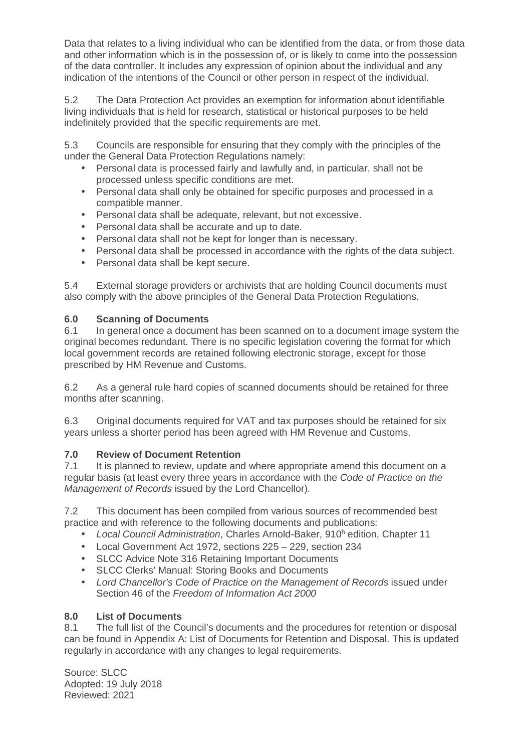Data that relates to a living individual who can be identified from the data, or from those data and other information which is in the possession of, or is likely to come into the possession of the data controller. It includes any expression of opinion about the individual and any indication of the intentions of the Council or other person in respect of the individual.

5.2 The Data Protection Act provides an exemption for information about identifiable living individuals that is held for research, statistical or historical purposes to be held indefinitely provided that the specific requirements are met.

5.3 Councils are responsible for ensuring that they comply with the principles of the under the General Data Protection Regulations namely:

- Personal data is processed fairly and lawfully and, in particular, shall not be processed unless specific conditions are met.
- Personal data shall only be obtained for specific purposes and processed in a compatible manner.
- Personal data shall be adequate, relevant, but not excessive.
- Personal data shall be accurate and up to date.
- Personal data shall not be kept for longer than is necessary.
- Personal data shall be processed in accordance with the rights of the data subject.
- Personal data shall be kept secure.

5.4 External storage providers or archivists that are holding Council documents must also comply with the above principles of the General Data Protection Regulations.

**6.0 Scanning of Documents**

6.1 In general once a document has been scanned on to a document image system the original becomes redundant. There is no specific legislation covering the format for which local government records are retained following electronic storage, except for those prescribed by HM Revenue and Customs.

6.2 As a general rule hard copies of scanned documents should be retained for three months after scanning.

6.3 Original documents required for VAT and tax purposes should be retained for six years unless a shorter period has been agreed with HM Revenue and Customs.

**7.0 Review of Document Retention**

7.1 It is planned to review, update and where appropriate amend this document on a regular basis (at least every three years in accordance with the *Code of Practice on the Management of Records* issued by the Lord Chancellor).

7.2 This document has been compiled from various sources of recommended best practice and with reference to the following documents and publications:

- *Local Council Administration*, Charles Arnold-Baker, 910h edition, Chapter 11
- Local Government Act 1972, sections 225 – 229, section 234
- SLCC Advice Note 316 Retaining Important Documents
- SLCC Clerks' Manual: Storing Books and Documents
- *Lord Chancellor's Code of Practice on the Management of Records* issued under Section 46 of the *Freedom of Information Act 2000*

**8.0 List of Documents**

8.1 The full list of the Council's documents and the procedures for retention or disposal can be found in Appendix A: List of Documents for Retention and Disposal. This is updated regularly in accordance with any changes to legal requirements.

Source: SLCC
Adopted: 19 July 2018
Reviewed: 2021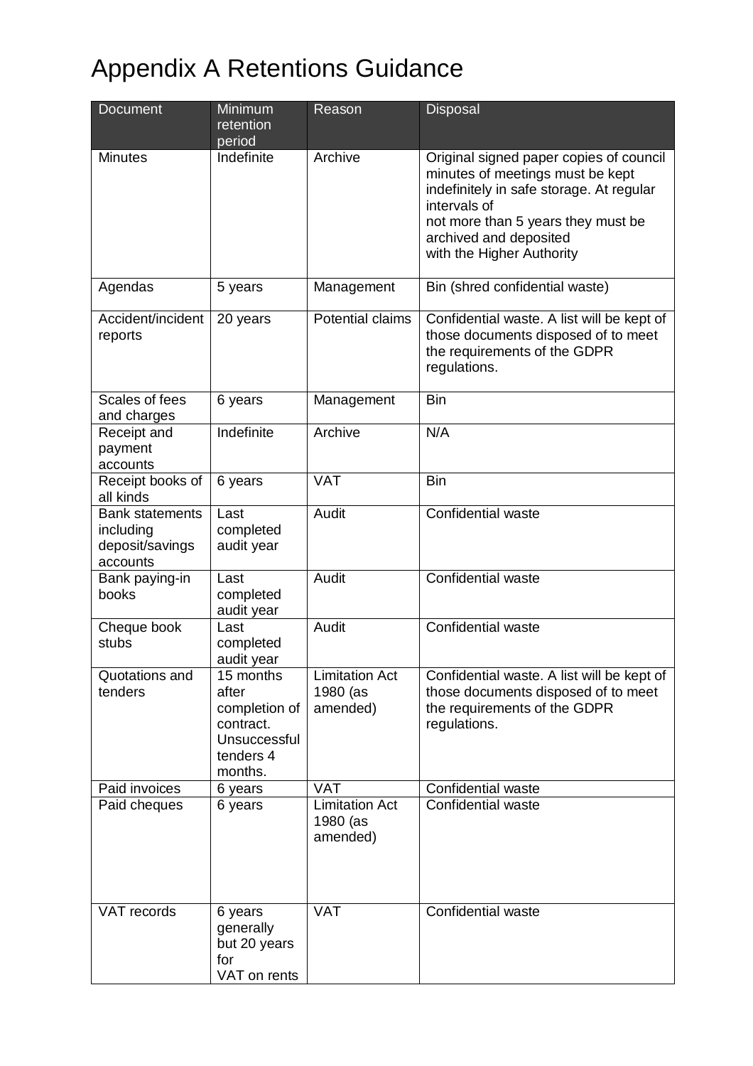# Appendix A Retentions Guidance

| Document | Minimum retention period | Reason | Disposal |
|---|---|---|---|
| Minutes | Indefinite | Archive | Original signed paper copies of council minutes of meetings must be kept indefinitely in safe storage. At regular intervals of not more than 5 years they must be archived and deposited with the Higher Authority |
| Agendas | 5 years | Management | Bin (shred confidential waste) |
| Accident/incident reports | 20 years | Potential claims | Confidential waste. A list will be kept of those documents disposed of to meet the requirements of the GDPR regulations. |
| Scales of fees and charges | 6 years | Management | Bin |
| Receipt and payment accounts | Indefinite | Archive | N/A |
| Receipt books of all kinds | 6 years | VAT | Bin |
| Bank statements including deposit/savings accounts | Last completed audit year | Audit | Confidential waste |
| Bank paying-in books | Last completed audit year | Audit | Confidential waste |
| Cheque book stubs | Last completed audit year | Audit | Confidential waste |
| Quotations and tenders | 15 months after completion of contract. Unsuccessful tenders 4 months. | Limitation Act 1980 (as amended) | Confidential waste. A list will be kept of those documents disposed of to meet the requirements of the GDPR regulations. |
| Paid invoices | 6 years | VAT | Confidential waste |
| Paid cheques | 6 years | Limitation Act 1980 (as amended) | Confidential waste |
| VAT records | 6 years generally but 20 years for VAT on rents | VAT | Confidential waste |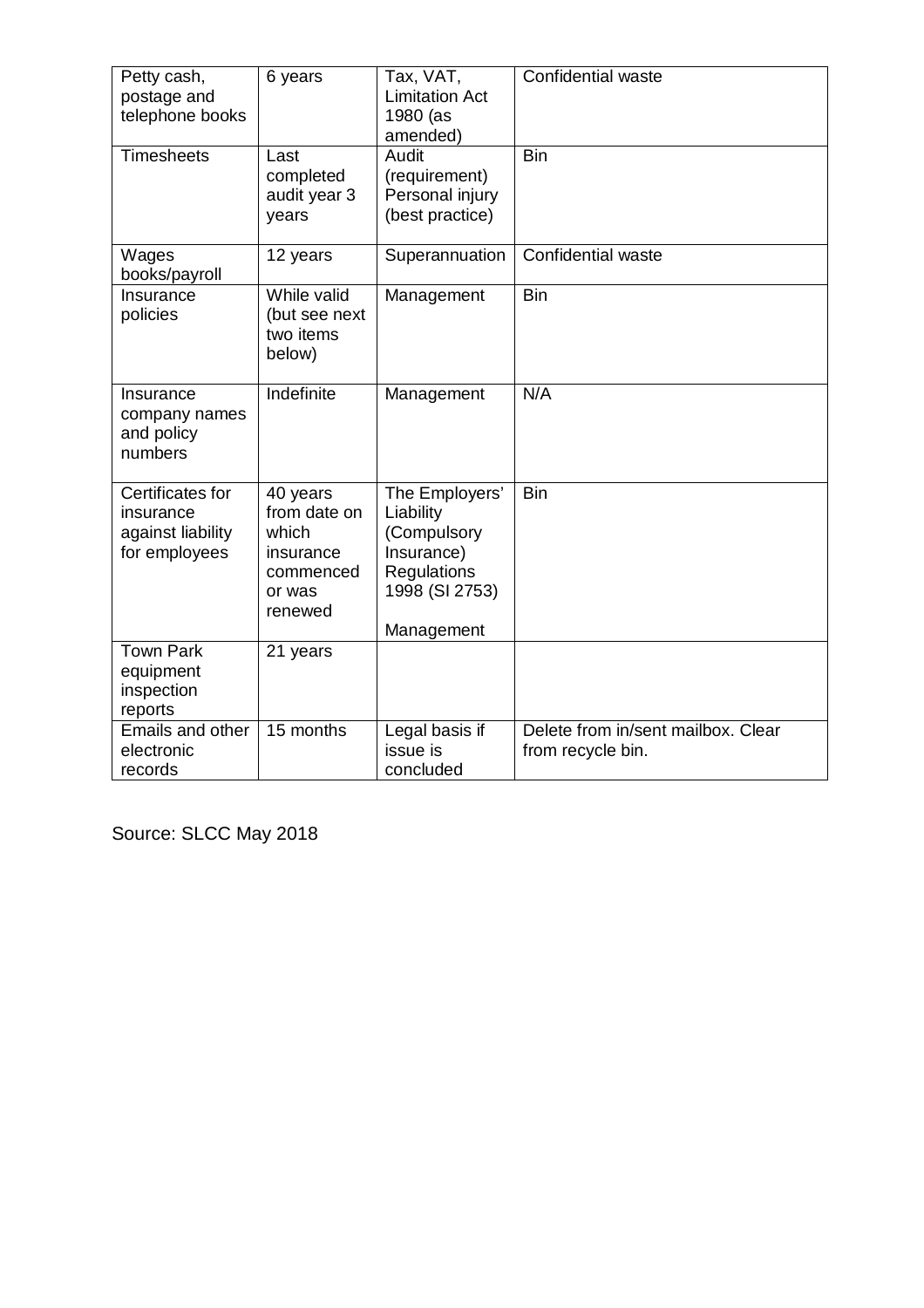| | | | |
|---|---|---|---|
| Petty cash, postage and telephone books | 6 years | Tax, VAT, Limitation Act 1980 (as amended) | Confidential waste |
| Timesheets | Last completed audit year 3 years | Audit (requirement) Personal injury (best practice) | Bin |
| Wages books/payroll | 12 years | Superannuation | Confidential waste |
| Insurance policies | While valid (but see next two items below) | Management | Bin |
| Insurance company names and policy numbers | Indefinite | Management | N/A |
| Certificates for insurance against liability for employees | 40 years from date on which insurance commenced or was renewed | The Employers' Liability (Compulsory Insurance) Regulations 1998 (SI 2753) Management | Bin |
| Town Park equipment inspection reports | 21 years | | |
| Emails and other electronic records | 15 months | Legal basis if issue is concluded | Delete from in/sent mailbox. Clear from recycle bin. |

Source: SLCC May 2018